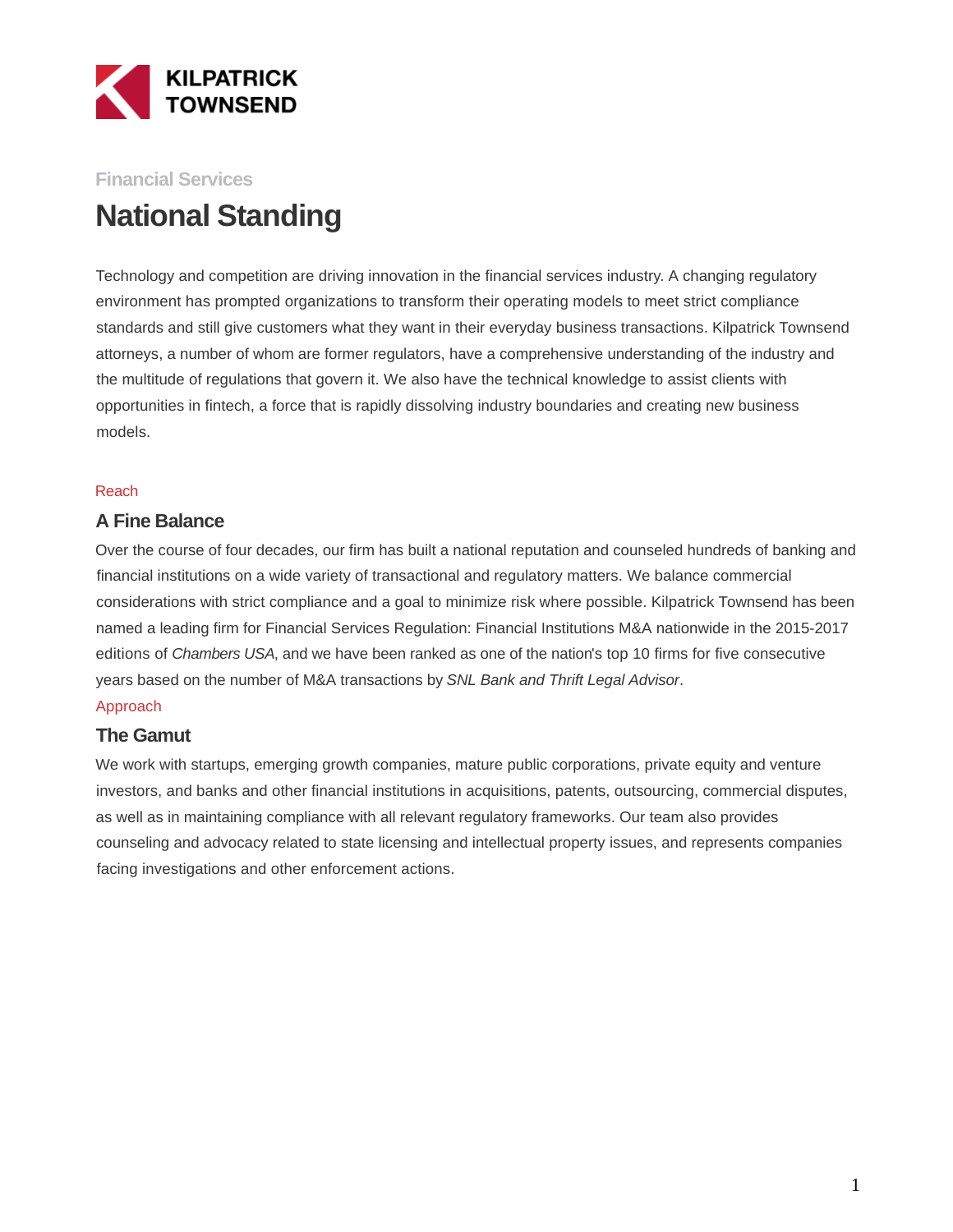KILPATRICK TOWNSEND

Financial Services

# National Standing

Technology and competition are driving innovation in the financial services industry. A changing regulatory environment has prompted organizations to transform their operating models to meet strict compliance standards and still give customers what they want in their everyday business transactions. Kilpatrick Townsend attorneys, a number of whom are former regulators, have a comprehensive understanding of the industry and the multitude of regulations that govern it. We also have the technical knowledge to assist clients with opportunities in fintech, a force that is rapidly dissolving industry boundaries and creating new business models.

Reach

## A Fine Balance

Over the course of four decades, our firm has built a national reputation and counseled hundreds of banking and financial institutions on a wide variety of transactional and regulatory matters. We balance commercial considerations with strict compliance and a goal to minimize risk where possible. Kilpatrick Townsend has been named a leading firm for Financial Services Regulation: Financial Institutions M&A nationwide in the 2015-2017 editions of *Chambers USA*, and we have been ranked as one of the nation's top 10 firms for five consecutive years based on the number of M&A transactions by *SNL Bank and Thrift Legal Advisor*.

Approach

## The Gamut

We work with startups, emerging growth companies, mature public corporations, private equity and venture investors, and banks and other financial institutions in acquisitions, patents, outsourcing, commercial disputes, as well as in maintaining compliance with all relevant regulatory frameworks. Our team also provides counseling and advocacy related to state licensing and intellectual property issues, and represents companies facing investigations and other enforcement actions.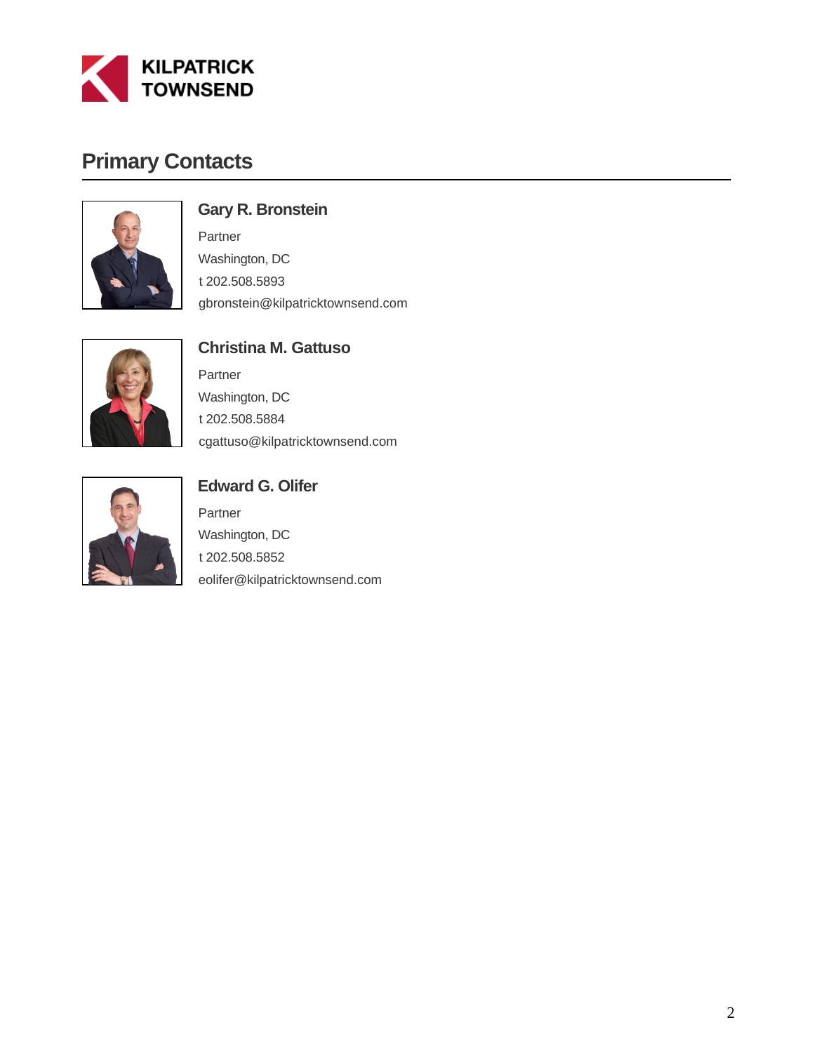## Primary Contacts

### Gary R. Bronstein

Partner

Washington, DC

t 202.508.5893

gbronstein@kilpatricktownsend.com

### Christina M. Gattuso

Partner

Washington, DC

t 202.508.5884

cgattuso@kilpatricktownsend.com

### Edward G. Olifer

Partner

Washington, DC

t 202.508.5852

eolifer@kilpatricktownsend.com